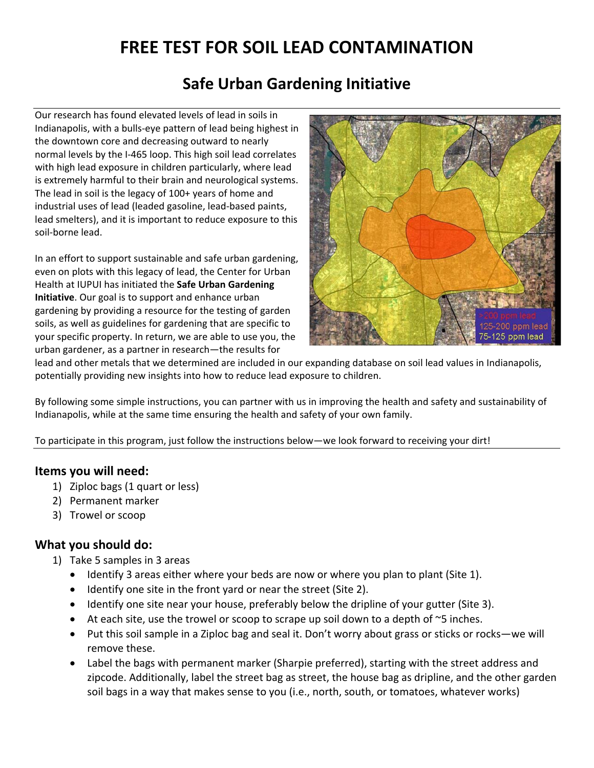# FREE TEST FOR SOIL LEAD CONTAMINATION

## Safe Urban Gardening Initiative

Our research has found elevated levels of lead in soils in Indianapolis, with a bulls-eye pattern of lead being highest in the downtown core and decreasing outward to nearly normal levels by the I-465 loop. This high soil lead correlates with high lead exposure in children particularly, where lead is extremely harmful to their brain and neurological systems. The lead in soil is the legacy of 100+ years of home and industrial uses of lead (leaded gasoline, lead-based paints, lead smelters), and it is important to reduce exposure to this soil-borne lead.

In an effort to support sustainable and safe urban gardening, even on plots with this legacy of lead, the Center for Urban Health at IUPUI has initiated the **Safe Urban Gardening Initiative**. Our goal is to support and enhance urban gardening by providing a resource for the testing of garden soils, as well as guidelines for gardening that are specific to your specific property. In return, we are able to use you, the urban gardener, as a partner in research—the results for lead and other metals that we determined are included in our expanding database on soil lead values in Indianapolis, potentially providing new insights into how to reduce lead exposure to children.

>200 ppm lead
125-200 ppm lead
75-125 ppm lead

By following some simple instructions, you can partner with us in improving the health and safety and sustainability of Indianapolis, while at the same time ensuring the health and safety of your own family.

To participate in this program, just follow the instructions below—we look forward to receiving your dirt!

### Items you will need:

1) Ziploc bags (1 quart or less)
2) Permanent marker
3) Trowel or scoop

### What you should do:

1) Take 5 samples in 3 areas
   - Identify 3 areas either where your beds are now or where you plan to plant (Site 1).
   - Identify one site in the front yard or near the street (Site 2).
   - Identify one site near your house, preferably below the dripline of your gutter (Site 3).
   - At each site, use the trowel or scoop to scrape up soil down to a depth of ~5 inches.
   - Put this soil sample in a Ziploc bag and seal it. Don't worry about grass or sticks or rocks—we will remove these.
   - Label the bags with permanent marker (Sharpie preferred), starting with the street address and zipcode. Additionally, label the street bag as street, the house bag as dripline, and the other garden soil bags in a way that makes sense to you (i.e., north, south, or tomatoes, whatever works)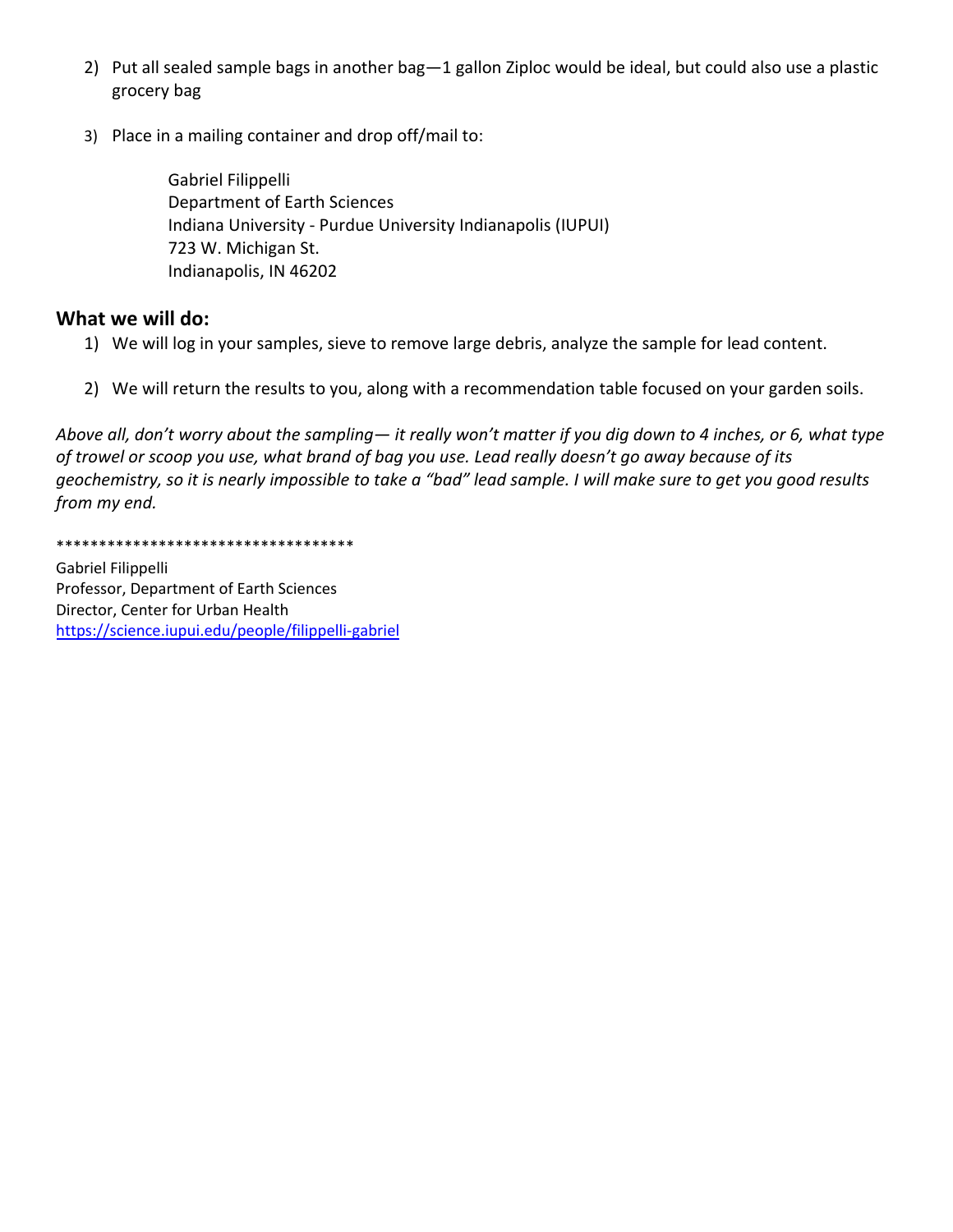2) Put all sealed sample bags in another bag—1 gallon Ziploc would be ideal, but could also use a plastic grocery bag

3) Place in a mailing container and drop off/mail to:

   Gabriel Filippelli
   Department of Earth Sciences
   Indiana University - Purdue University Indianapolis (IUPUI)
   723 W. Michigan St.
   Indianapolis, IN 46202

## What we will do:

1) We will log in your samples, sieve to remove large debris, analyze the sample for lead content.

2) We will return the results to you, along with a recommendation table focused on your garden soils.

*Above all, don't worry about the sampling— it really won't matter if you dig down to 4 inches, or 6, what type of trowel or scoop you use, what brand of bag you use. Lead really doesn't go away because of its geochemistry, so it is nearly impossible to take a "bad" lead sample. I will make sure to get you good results from my end.*

***********************************

Gabriel Filippelli
Professor, Department of Earth Sciences
Director, Center for Urban Health
https://science.iupui.edu/people/filippelli-gabriel